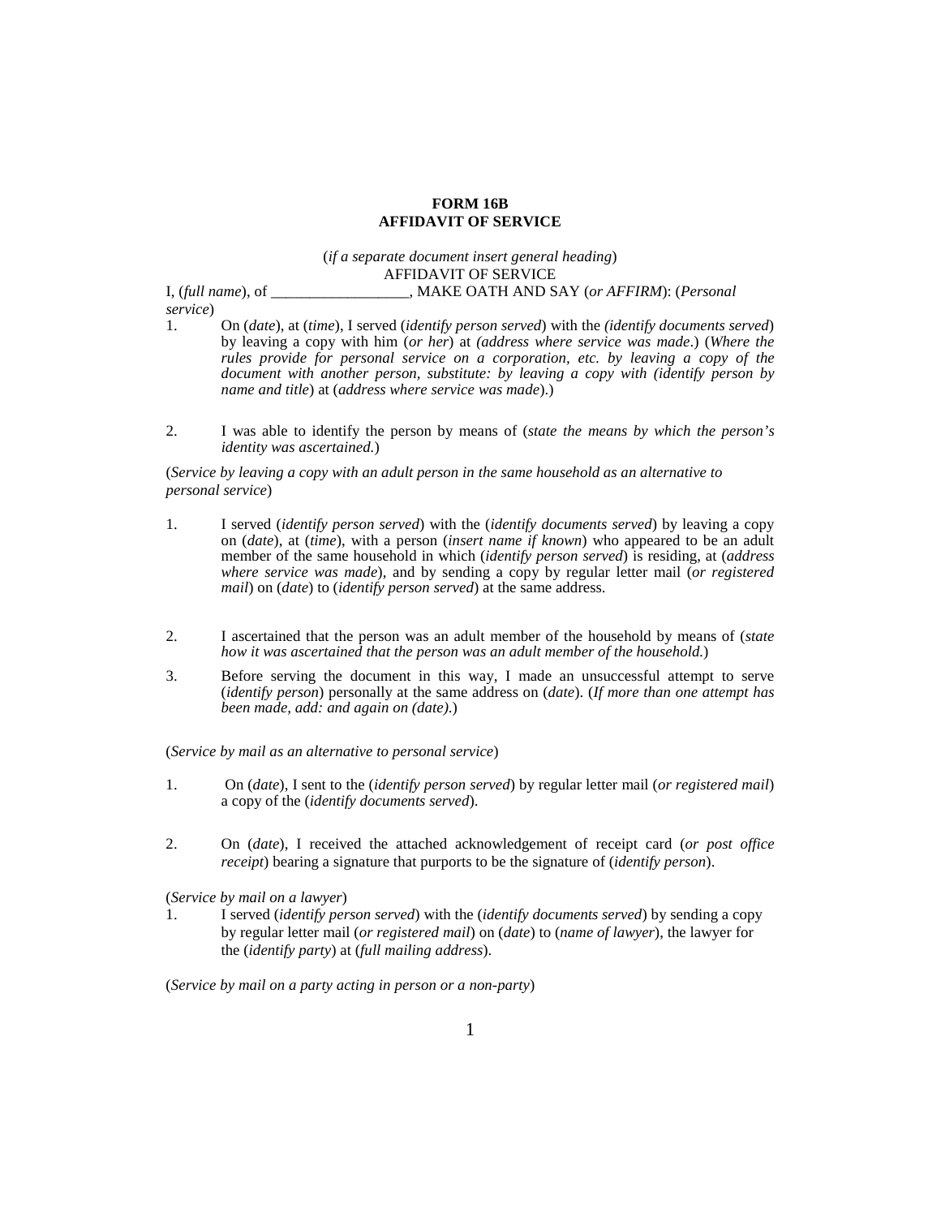**FORM 16B**
**AFFIDAVIT OF SERVICE**

(*if a separate document insert general heading*)
AFFIDAVIT OF SERVICE

I, (*full name*), of __________________, MAKE OATH AND SAY (*or AFFIRM*): (*Personal service*)

1. On (*date*), at (*time*), I served (*identify person served*) with the *(identify documents served*) by leaving a copy with him (*or her*) at *(address where service was made*.) (*Where the rules provide for personal service on a corporation, etc. by leaving a copy of the document with another person, substitute: by leaving a copy with (identify person by name and title*) at (*address where service was made*).)

2. I was able to identify the person by means of (*state the means by which the person's identity was ascertained.*)

(*Service by leaving a copy with an adult person in the same household as an alternative to personal service*)

1. I served (*identify person served*) with the (*identify documents served*) by leaving a copy on (*date*), at (*time*), with a person (*insert name if known*) who appeared to be an adult member of the same household in which (*identify person served*) is residing, at (*address where service was made*), and by sending a copy by regular letter mail (*or registered mail*) on (*date*) to (*identify person served*) at the same address.

2. I ascertained that the person was an adult member of the household by means of (*state how it was ascertained that the person was an adult member of the household.*)

3. Before serving the document in this way, I made an unsuccessful attempt to serve (*identify person*) personally at the same address on (*date*). (*If more than one attempt has been made, add: and again on (date).*)

(*Service by mail as an alternative to personal service*)

1. On (*date*), I sent to the (*identify person served*) by regular letter mail (*or registered mail*) a copy of the (*identify documents served*).

2. On (*date*), I received the attached acknowledgement of receipt card (*or post office receipt*) bearing a signature that purports to be the signature of (*identify person*).

(*Service by mail on a lawyer*)

1. I served (*identify person served*) with the (*identify documents served*) by sending a copy by regular letter mail (*or registered mail*) on (*date*) to (*name of lawyer*), the lawyer for the (*identify party*) at (*full mailing address*).

(*Service by mail on a party acting in person or a non-party*)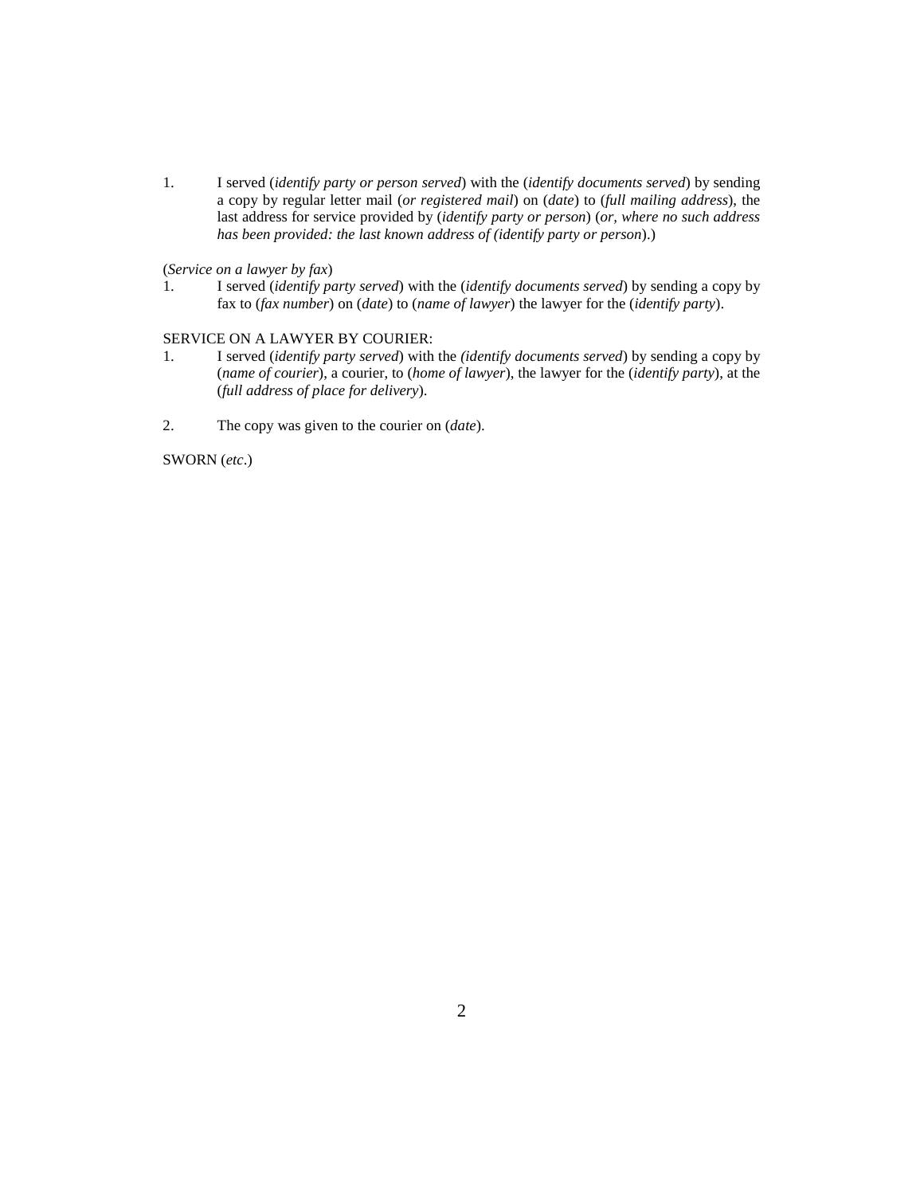1. I served (*identify party or person served*) with the (*identify documents served*) by sending a copy by regular letter mail (*or registered mail*) on (*date*) to (*full mailing address*), the last address for service provided by (*identify party or person*) (*or, where no such address has been provided: the last known address of (identify party or person*).)

(*Service on a lawyer by fax*)

1. I served (*identify party served*) with the (*identify documents served*) by sending a copy by fax to (*fax number*) on (*date*) to (*name of lawyer*) the lawyer for the (*identify party*).

SERVICE ON A LAWYER BY COURIER:

1. I served (*identify party served*) with the *(identify documents served*) by sending a copy by (*name of courier*), a courier, to (*home of lawyer*), the lawyer for the (*identify party*), at the (*full address of place for delivery*).

2. The copy was given to the courier on (*date*).

SWORN (*etc*.)